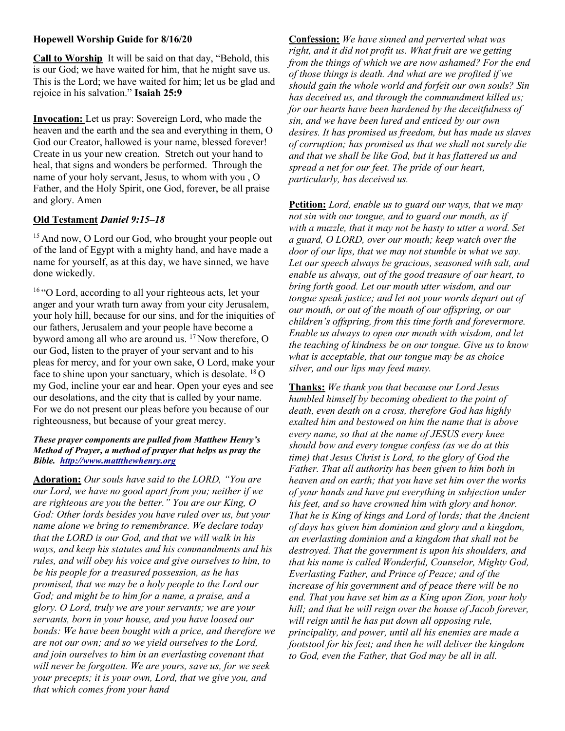**Hopewell Worship Guide for 8/16/20**

**Call to Worship** It will be said on that day, "Behold, this is our God; we have waited for him, that he might save us. This is the Lord; we have waited for him; let us be glad and rejoice in his salvation." **Isaiah 25:9**

**Invocation:** Let us pray: Sovereign Lord, who made the heaven and the earth and the sea and everything in them, O God our Creator, hallowed is your name, blessed forever! Create in us your new creation. Stretch out your hand to heal, that signs and wonders be performed. Through the name of your holy servant, Jesus, to whom with you , O Father, and the Holy Spirit, one God, forever, be all praise and glory. Amen

**Old Testament** ***Daniel 9:15–18***

[15] And now, O Lord our God, who brought your people out of the land of Egypt with a mighty hand, and have made a name for yourself, as at this day, we have sinned, we have done wickedly.

[16] "O Lord, according to all your righteous acts, let your anger and your wrath turn away from your city Jerusalem, your holy hill, because for our sins, and for the iniquities of our fathers, Jerusalem and your people have become a byword among all who are around us. [17] Now therefore, O our God, listen to the prayer of your servant and to his pleas for mercy, and for your own sake, O Lord, make your face to shine upon your sanctuary, which is desolate. [18] O my God, incline your ear and hear. Open your eyes and see our desolations, and the city that is called by your name. For we do not present our pleas before you because of our righteousness, but because of your great mercy.

***These prayer components are pulled from Matthew Henry's Method of Prayer, a method of prayer that helps us pray the Bible. http://www.mattthewhenry.org***

**Adoration:** *Our souls have said to the LORD, "You are our Lord, we have no good apart from you; neither if we are righteous are you the better." You are our King, O God: Other lords besides you have ruled over us, but your name alone we bring to remembrance. We declare today that the LORD is our God, and that we will walk in his ways, and keep his statutes and his commandments and his rules, and will obey his voice and give ourselves to him, to be his people for a treasured possession, as he has promised, that we may be a holy people to the Lord our God; and might be to him for a name, a praise, and a glory. O Lord, truly we are your servants; we are your servants, born in your house, and you have loosed our bonds: We have been bought with a price, and therefore we are not our own; and so we yield ourselves to the Lord, and join ourselves to him in an everlasting covenant that will never be forgotten. We are yours, save us, for we seek your precepts; it is your own, Lord, that we give you, and that which comes from your hand*

**Confession:** *We have sinned and perverted what was right, and it did not profit us. What fruit are we getting from the things of which we are now ashamed? For the end of those things is death. And what are we profited if we should gain the whole world and forfeit our own souls? Sin has deceived us, and through the commandment killed us; for our hearts have been hardened by the deceitfulness of sin, and we have been lured and enticed by our own desires. It has promised us freedom, but has made us slaves of corruption; has promised us that we shall not surely die and that we shall be like God, but it has flattered us and spread a net for our feet. The pride of our heart, particularly, has deceived us.*

**Petition:** *Lord, enable us to guard our ways, that we may not sin with our tongue, and to guard our mouth, as if with a muzzle, that it may not be hasty to utter a word. Set a guard, O LORD, over our mouth; keep watch over the door of our lips, that we may not stumble in what we say. Let our speech always be gracious, seasoned with salt, and enable us always, out of the good treasure of our heart, to bring forth good. Let our mouth utter wisdom, and our tongue speak justice; and let not your words depart out of our mouth, or out of the mouth of our offspring, or our children's offspring, from this time forth and forevermore. Enable us always to open our mouth with wisdom, and let the teaching of kindness be on our tongue. Give us to know what is acceptable, that our tongue may be as choice silver, and our lips may feed many.*

**Thanks:** *We thank you that because our Lord Jesus humbled himself by becoming obedient to the point of death, even death on a cross, therefore God has highly exalted him and bestowed on him the name that is above every name, so that at the name of JESUS every knee should bow and every tongue confess (as we do at this time) that Jesus Christ is Lord, to the glory of God the Father. That all authority has been given to him both in heaven and on earth; that you have set him over the works of your hands and have put everything in subjection under his feet, and so have crowned him with glory and honor. That he is King of kings and Lord of lords; that the Ancient of days has given him dominion and glory and a kingdom, an everlasting dominion and a kingdom that shall not be destroyed. That the government is upon his shoulders, and that his name is called Wonderful, Counselor, Mighty God, Everlasting Father, and Prince of Peace; and of the increase of his government and of peace there will be no end. That you have set him as a King upon Zion, your holy hill; and that he will reign over the house of Jacob forever, will reign until he has put down all opposing rule, principality, and power, until all his enemies are made a footstool for his feet; and then he will deliver the kingdom to God, even the Father, that God may be all in all.*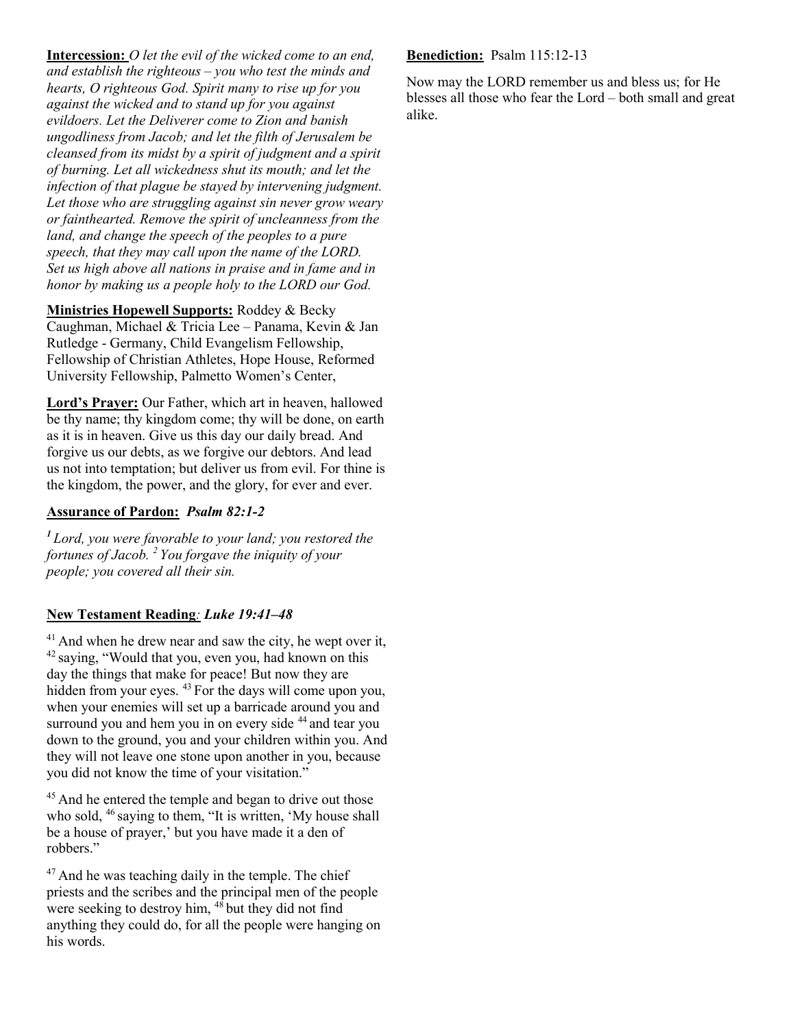**Intercession:** *O let the evil of the wicked come to an end, and establish the righteous – you who test the minds and hearts, O righteous God. Spirit many to rise up for you against the wicked and to stand up for you against evildoers. Let the Deliverer come to Zion and banish ungodliness from Jacob; and let the filth of Jerusalem be cleansed from its midst by a spirit of judgment and a spirit of burning. Let all wickedness shut its mouth; and let the infection of that plague be stayed by intervening judgment. Let those who are struggling against sin never grow weary or fainthearted. Remove the spirit of uncleanness from the land, and change the speech of the peoples to a pure speech, that they may call upon the name of the LORD. Set us high above all nations in praise and in fame and in honor by making us a people holy to the LORD our God.*

**Ministries Hopewell Supports:** Roddey & Becky Caughman, Michael & Tricia Lee – Panama, Kevin & Jan Rutledge - Germany, Child Evangelism Fellowship, Fellowship of Christian Athletes, Hope House, Reformed University Fellowship, Palmetto Women's Center,

**Lord's Prayer:** Our Father, which art in heaven, hallowed be thy name; thy kingdom come; thy will be done, on earth as it is in heaven. Give us this day our daily bread. And forgive us our debts, as we forgive our debtors. And lead us not into temptation; but deliver us from evil. For thine is the kingdom, the power, and the glory, for ever and ever.

**Assurance of Pardon:** ***Psalm 82:1-2***

*[1] Lord, you were favorable to your land; you restored the fortunes of Jacob. [2] You forgave the iniquity of your people; you covered all their sin.*

**New Testament Reading***:* ***Luke 19:41–48***

[41] And when he drew near and saw the city, he wept over it, [42] saying, "Would that you, even you, had known on this day the things that make for peace! But now they are hidden from your eyes. [43] For the days will come upon you, when your enemies will set up a barricade around you and surround you and hem you in on every side [44] and tear you down to the ground, you and your children within you. And they will not leave one stone upon another in you, because you did not know the time of your visitation."

[45] And he entered the temple and began to drive out those who sold, [46] saying to them, "It is written, 'My house shall be a house of prayer,' but you have made it a den of robbers."

[47] And he was teaching daily in the temple. The chief priests and the scribes and the principal men of the people were seeking to destroy him, [48] but they did not find anything they could do, for all the people were hanging on his words.

**Benediction:** Psalm 115:12-13

Now may the LORD remember us and bless us; for He blesses all those who fear the Lord – both small and great alike.